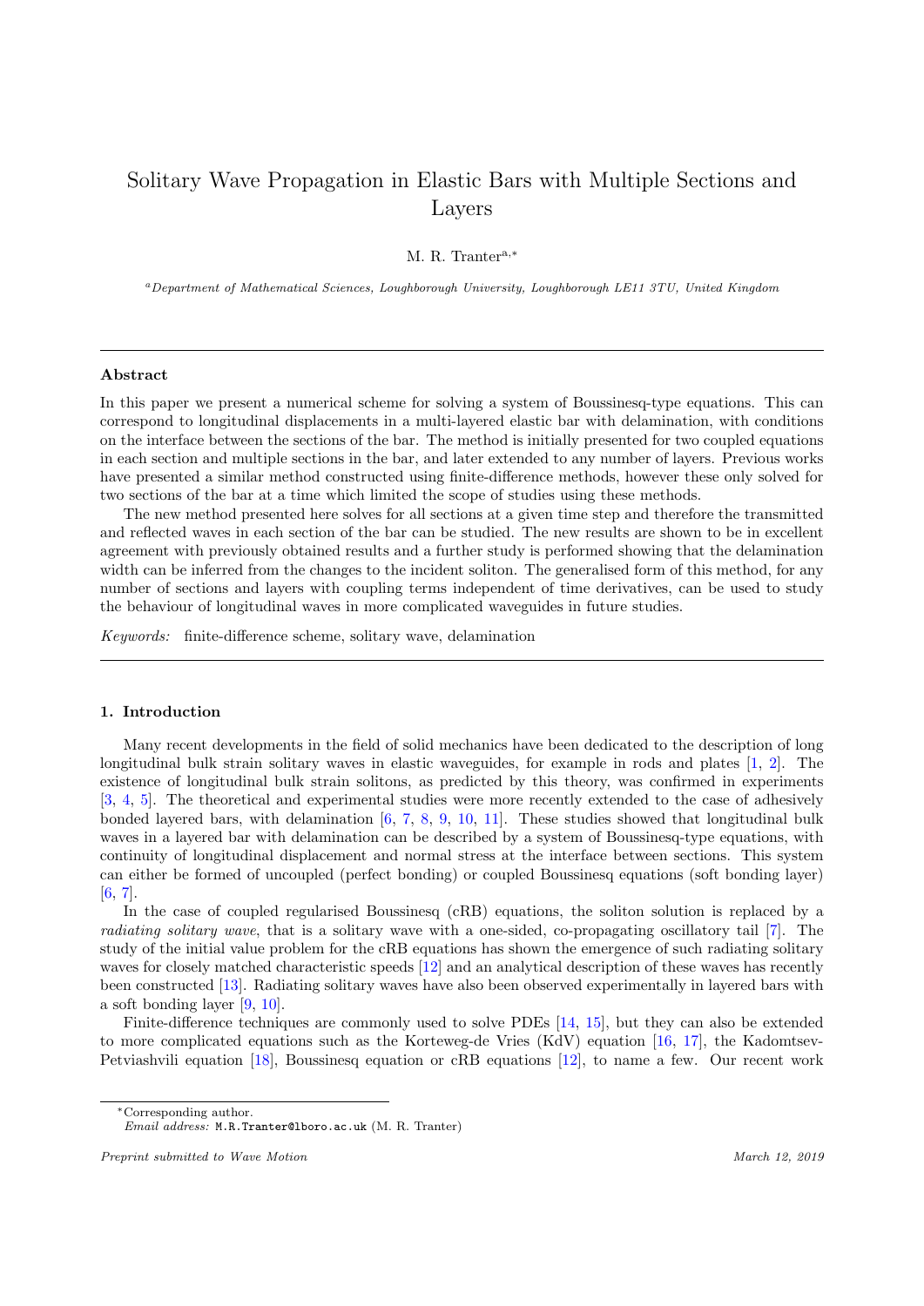# Solitary Wave Propagation in Elastic Bars with Multiple Sections and Layers

M. R. Tranter[a,*]

[a]*Department of Mathematical Sciences, Loughborough University, Loughborough LE11 3TU, United Kingdom*

---

## Abstract

In this paper we present a numerical scheme for solving a system of Boussinesq-type equations. This can correspond to longitudinal displacements in a multi-layered elastic bar with delamination, with conditions on the interface between the sections of the bar. The method is initially presented for two coupled equations in each section and multiple sections in the bar, and later extended to any number of layers. Previous works have presented a similar method constructed using finite-difference methods, however these only solved for two sections of the bar at a time which limited the scope of studies using these methods.

The new method presented here solves for all sections at a given time step and therefore the transmitted and reflected waves in each section of the bar can be studied. The new results are shown to be in excellent agreement with previously obtained results and a further study is performed showing that the delamination width can be inferred from the changes to the incident soliton. The generalised form of this method, for any number of sections and layers with coupling terms independent of time derivatives, can be used to study the behaviour of longitudinal waves in more complicated waveguides in future studies.

*Keywords:* finite-difference scheme, solitary wave, delamination

---

## 1. Introduction

Many recent developments in the field of solid mechanics have been dedicated to the description of long longitudinal bulk strain solitary waves in elastic waveguides, for example in rods and plates [1, 2]. The existence of longitudinal bulk strain solitons, as predicted by this theory, was confirmed in experiments [3, 4, 5]. The theoretical and experimental studies were more recently extended to the case of adhesively bonded layered bars, with delamination [6, 7, 8, 9, 10, 11]. These studies showed that longitudinal bulk waves in a layered bar with delamination can be described by a system of Boussinesq-type equations, with continuity of longitudinal displacement and normal stress at the interface between sections. This system can either be formed of uncoupled (perfect bonding) or coupled Boussinesq equations (soft bonding layer) [6, 7].

In the case of coupled regularised Boussinesq (cRB) equations, the soliton solution is replaced by a *radiating solitary wave*, that is a solitary wave with a one-sided, co-propagating oscillatory tail [7]. The study of the initial value problem for the cRB equations has shown the emergence of such radiating solitary waves for closely matched characteristic speeds [12] and an analytical description of these waves has recently been constructed [13]. Radiating solitary waves have also been observed experimentally in layered bars with a soft bonding layer [9, 10].

Finite-difference techniques are commonly used to solve PDEs [14, 15], but they can also be extended to more complicated equations such as the Korteweg-de Vries (KdV) equation [16, 17], the Kadomtsev-Petviashvili equation [18], Boussinesq equation or cRB equations [12], to name a few. Our recent work

---

*Corresponding author.
*Email address:* M.R.Tranter@lboro.ac.uk (M. R. Tranter)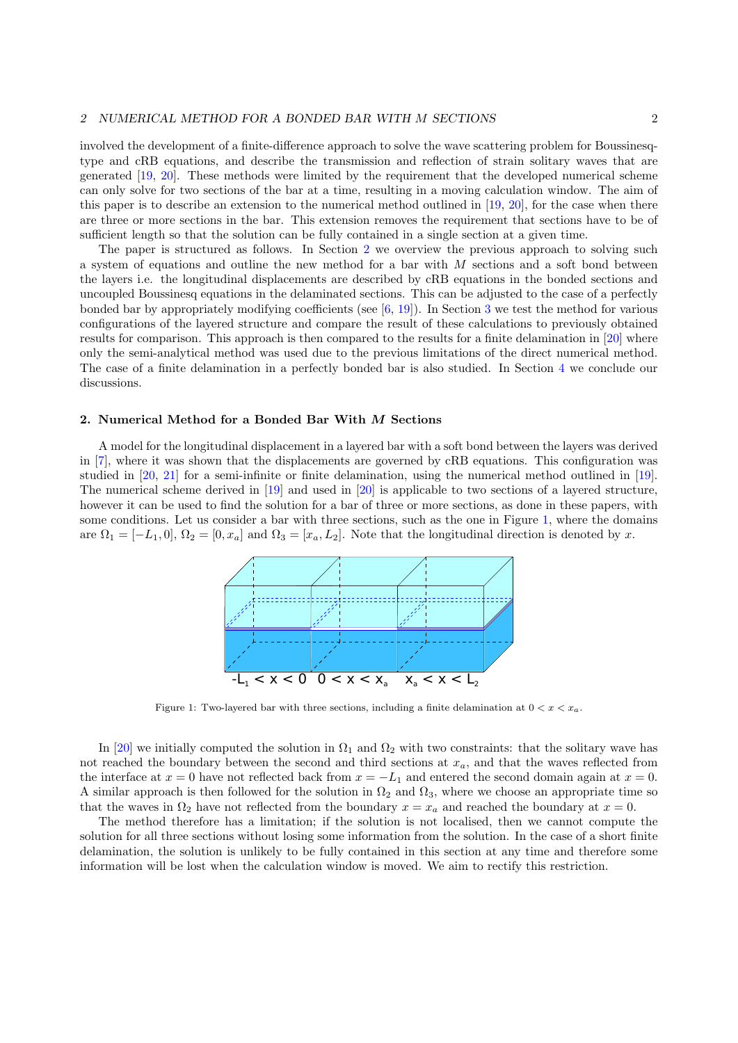involved the development of a finite-difference approach to solve the wave scattering problem for Boussinesq-type and cRB equations, and describe the transmission and reflection of strain solitary waves that are generated [19, 20]. These methods were limited by the requirement that the developed numerical scheme can only solve for two sections of the bar at a time, resulting in a moving calculation window. The aim of this paper is to describe an extension to the numerical method outlined in [19, 20], for the case when there are three or more sections in the bar. This extension removes the requirement that sections have to be of sufficient length so that the solution can be fully contained in a single section at a given time.

The paper is structured as follows. In Section 2 we overview the previous approach to solving such a system of equations and outline the new method for a bar with $M$ sections and a soft bond between the layers i.e. the longitudinal displacements are described by cRB equations in the bonded sections and uncoupled Boussinesq equations in the delaminated sections. This can be adjusted to the case of a perfectly bonded bar by appropriately modifying coefficients (see [6, 19]). In Section 3 we test the method for various configurations of the layered structure and compare the result of these calculations to previously obtained results for comparison. This approach is then compared to the results for a finite delamination in [20] where only the semi-analytical method was used due to the previous limitations of the direct numerical method. The case of a finite delamination in a perfectly bonded bar is also studied. In Section 4 we conclude our discussions.

## 2. Numerical Method for a Bonded Bar With $M$ Sections

A model for the longitudinal displacement in a layered bar with a soft bond between the layers was derived in [7], where it was shown that the displacements are governed by cRB equations. This configuration was studied in [20, 21] for a semi-infinite or finite delamination, using the numerical method outlined in [19]. The numerical scheme derived in [19] and used in [20] is applicable to two sections of a layered structure, however it can be used to find the solution for a bar of three or more sections, as done in these papers, with some conditions. Let us consider a bar with three sections, such as the one in Figure 1, where the domains are $\Omega_1 = [-L_1, 0]$, $\Omega_2 = [0, x_a]$ and $\Omega_3 = [x_a, L_2]$. Note that the longitudinal direction is denoted by $x$.

$-L_1 < x < 0 \quad 0 < x < x_a \quad x_a < x < L_2$

Figure 1: Two-layered bar with three sections, including a finite delamination at $0 < x < x_a$.

In [20] we initially computed the solution in $\Omega_1$ and $\Omega_2$ with two constraints: that the solitary wave has not reached the boundary between the second and third sections at $x_a$, and that the waves reflected from the interface at $x = 0$ have not reflected back from $x = -L_1$ and entered the second domain again at $x = 0$. A similar approach is then followed for the solution in $\Omega_2$ and $\Omega_3$, where we choose an appropriate time so that the waves in $\Omega_2$ have not reflected from the boundary $x = x_a$ and reached the boundary at $x = 0$.

The method therefore has a limitation; if the solution is not localised, then we cannot compute the solution for all three sections without losing some information from the solution. In the case of a short finite delamination, the solution is unlikely to be fully contained in this section at any time and therefore some information will be lost when the calculation window is moved. We aim to rectify this restriction.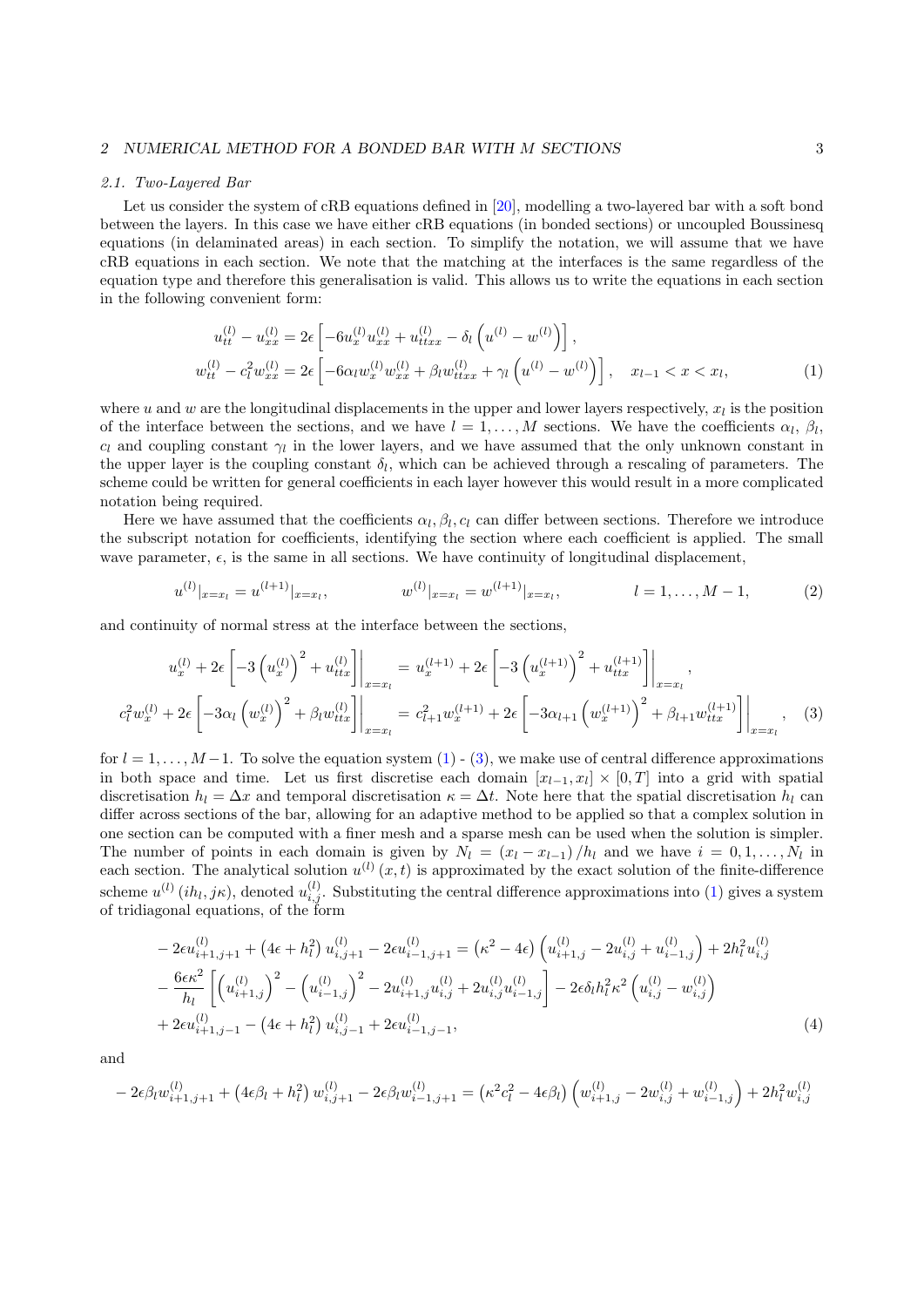### 2.1. Two-Layered Bar

Let us consider the system of cRB equations defined in [20], modelling a two-layered bar with a soft bond between the layers. In this case we have either cRB equations (in bonded sections) or uncoupled Boussinesq equations (in delaminated areas) in each section. To simplify the notation, we will assume that we have cRB equations in each section. We note that the matching at the interfaces is the same regardless of the equation type and therefore this generalisation is valid. This allows us to write the equations in each section in the following convenient form:

$$
\begin{aligned}
u_{tt}^{(l)} - u_{xx}^{(l)} &= 2\epsilon\left[-6u_x^{(l)}u_{xx}^{(l)} + u_{ttxx}^{(l)} - \delta_l\left(u^{(l)} - w^{(l)}\right)\right],\\
w_{tt}^{(l)} - c_l^2 w_{xx}^{(l)} &= 2\epsilon\left[-6\alpha_l w_x^{(l)}w_{xx}^{(l)} + \beta_l w_{ttxx}^{(l)} + \gamma_l\left(u^{(l)} - w^{(l)}\right)\right], \quad x_{l-1} < x < x_l,
\end{aligned} \tag{1}
$$

where $u$ and $w$ are the longitudinal displacements in the upper and lower layers respectively, $x_l$ is the position of the interface between the sections, and we have $l = 1, \dots, M$ sections. We have the coefficients $\alpha_l$, $\beta_l$, $c_l$ and coupling constant $\gamma_l$ in the lower layers, and we have assumed that the only unknown constant in the upper layer is the coupling constant $\delta_l$, which can be achieved through a rescaling of parameters. The scheme could be written for general coefficients in each layer however this would result in a more complicated notation being required.

Here we have assumed that the coefficients $\alpha_l, \beta_l, c_l$ can differ between sections. Therefore we introduce the subscript notation for coefficients, identifying the section where each coefficient is applied. The small wave parameter, $\epsilon$, is the same in all sections. We have continuity of longitudinal displacement,

$$
u^{(l)}|_{x=x_l} = u^{(l+1)}|_{x=x_l}, \qquad w^{(l)}|_{x=x_l} = w^{(l+1)}|_{x=x_l}, \qquad l = 1, \dots, M-1, \tag{2}
$$

and continuity of normal stress at the interface between the sections,

$$
\begin{aligned}
u_x^{(l)} + 2\epsilon\left[-3\left(u_x^{(l)}\right)^2 + u_{ttx}^{(l)}\right]\Big|_{x=x_l} &= u_x^{(l+1)} + 2\epsilon\left[-3\left(u_x^{(l+1)}\right)^2 + u_{ttx}^{(l+1)}\right]\Big|_{x=x_l},\\
c_l^2 w_x^{(l)} + 2\epsilon\left[-3\alpha_l\left(w_x^{(l)}\right)^2 + \beta_l w_{ttx}^{(l)}\right]\Big|_{x=x_l} &= c_{l+1}^2 w_x^{(l+1)} + 2\epsilon\left[-3\alpha_{l+1}\left(w_x^{(l+1)}\right)^2 + \beta_{l+1} w_{ttx}^{(l+1)}\right]\Big|_{x=x_l},
\end{aligned} \tag{3}
$$

for $l = 1, \dots, M-1$. To solve the equation system (1) - (3), we make use of central difference approximations in both space and time. Let us first discretise each domain $[x_{l-1}, x_l] \times [0, T]$ into a grid with spatial discretisation $h_l = \Delta x$ and temporal discretisation $\kappa = \Delta t$. Note here that the spatial discretisation $h_l$ can differ across sections of the bar, allowing for an adaptive method to be applied so that a complex solution in one section can be computed with a finer mesh and a sparse mesh can be used when the solution is simpler. The number of points in each domain is given by $N_l = (x_l - x_{l-1})/h_l$ and we have $i = 0, 1, \dots, N_l$ in each section. The analytical solution $u^{(l)}(x,t)$ is approximated by the exact solution of the finite-difference scheme $u^{(l)}(ih_l, j\kappa)$, denoted $u_{i,j}^{(l)}$. Substituting the central difference approximations into (1) gives a system of tridiagonal equations, of the form

$$
\begin{aligned}
&-2\epsilon u_{i+1,j+1}^{(l)} + \left(4\epsilon + h_l^2\right)u_{i,j+1}^{(l)} - 2\epsilon u_{i-1,j+1}^{(l)} = \left(\kappa^2 - 4\epsilon\right)\left(u_{i+1,j}^{(l)} - 2u_{i,j}^{(l)} + u_{i-1,j}^{(l)}\right) + 2h_l^2 u_{i,j}^{(l)}\\
&- \frac{6\epsilon\kappa^2}{h_l}\left[\left(u_{i+1,j}^{(l)}\right)^2 - \left(u_{i-1,j}^{(l)}\right)^2 - 2u_{i+1,j}^{(l)}u_{i,j}^{(l)} + 2u_{i,j}^{(l)}u_{i-1,j}^{(l)}\right] - 2\epsilon\delta_l h_l^2\kappa^2\left(u_{i,j}^{(l)} - w_{i,j}^{(l)}\right)\\
&+ 2\epsilon u_{i+1,j-1}^{(l)} - \left(4\epsilon + h_l^2\right)u_{i,j-1}^{(l)} + 2\epsilon u_{i-1,j-1}^{(l)},
\end{aligned} \tag{4}
$$

and

$$
-2\epsilon\beta_l w_{i+1,j+1}^{(l)} + \left(4\epsilon\beta_l + h_l^2\right)w_{i,j+1}^{(l)} - 2\epsilon\beta_l w_{i-1,j+1}^{(l)} = \left(\kappa^2 c_l^2 - 4\epsilon\beta_l\right)\left(w_{i+1,j}^{(l)} - 2w_{i,j}^{(l)} + w_{i-1,j}^{(l)}\right) + 2h_l^2 w_{i,j}^{(l)}
$$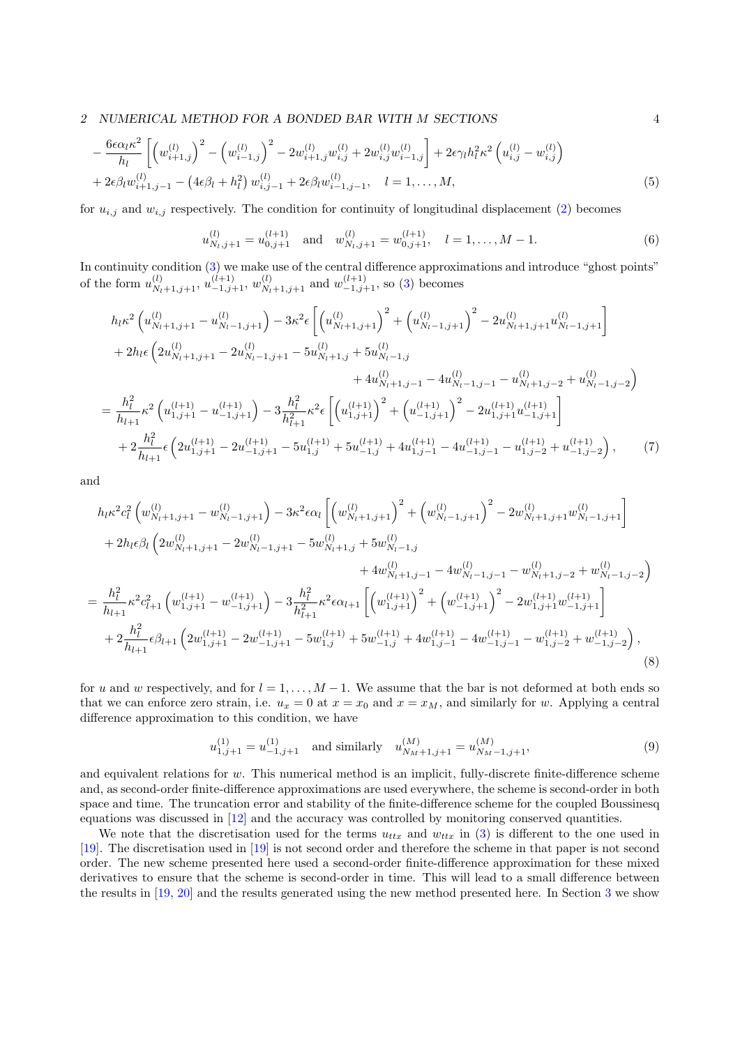$$
\begin{aligned}
&-\frac{6\epsilon\alpha_l\kappa^2}{h_l}\left[\left(w_{i+1,j}^{(l)}\right)^2-\left(w_{i-1,j}^{(l)}\right)^2-2w_{i+1,j}^{(l)}w_{i,j}^{(l)}+2w_{i,j}^{(l)}w_{i-1,j}^{(l)}\right]+2\epsilon\gamma_l h_l^2\kappa^2\left(u_{i,j}^{(l)}-w_{i,j}^{(l)}\right)\\
&+2\epsilon\beta_l w_{i+1,j-1}^{(l)}-\left(4\epsilon\beta_l+h_l^2\right)w_{i,j-1}^{(l)}+2\epsilon\beta_l w_{i-1,j-1}^{(l)},\quad l=1,\ldots,M,
\end{aligned}
\tag{5}
$$

for $u_{i,j}$ and $w_{i,j}$ respectively. The condition for continuity of longitudinal displacement (2) becomes

$$
u_{N_l,j+1}^{(l)}=u_{0,j+1}^{(l+1)}\quad\text{and}\quad w_{N_l,j+1}^{(l)}=w_{0,j+1}^{(l+1)},\quad l=1,\ldots,M-1.
\tag{6}
$$

In continuity condition (3) we make use of the central difference approximations and introduce "ghost points" of the form $u_{N_l+1,j+1}^{(l)}$, $u_{-1,j+1}^{(l+1)}$, $w_{N_l+1,j+1}^{(l)}$ and $w_{-1,j+1}^{(l+1)}$, so (3) becomes

$$
\begin{aligned}
&h_l\kappa^2\left(u_{N_l+1,j+1}^{(l)}-u_{N_l-1,j+1}^{(l)}\right)-3\kappa^2\epsilon\left[\left(u_{N_l+1,j+1}^{(l)}\right)^2+\left(u_{N_l-1,j+1}^{(l)}\right)^2-2u_{N_l+1,j+1}^{(l)}u_{N_l-1,j+1}^{(l)}\right]\\
&+2h_l\epsilon\Big(2u_{N_l+1,j+1}^{(l)}-2u_{N_l-1,j+1}^{(l)}-5u_{N_l+1,j}^{(l)}+5u_{N_l-1,j}^{(l)}\\
&\qquad\qquad+4u_{N_l+1,j-1}^{(l)}-4u_{N_l-1,j-1}^{(l)}-u_{N_l+1,j-2}^{(l)}+u_{N_l-1,j-2}^{(l)}\Big)\\
=&\ \frac{h_l^2}{h_{l+1}}\kappa^2\left(u_{1,j+1}^{(l+1)}-u_{-1,j+1}^{(l+1)}\right)-3\frac{h_l^2}{h_{l+1}^2}\kappa^2\epsilon\left[\left(u_{1,j+1}^{(l+1)}\right)^2+\left(u_{-1,j+1}^{(l+1)}\right)^2-2u_{1,j+1}^{(l+1)}u_{-1,j+1}^{(l+1)}\right]\\
&+2\frac{h_l^2}{h_{l+1}}\epsilon\left(2u_{1,j+1}^{(l+1)}-2u_{-1,j+1}^{(l+1)}-5u_{1,j}^{(l+1)}+5u_{-1,j}^{(l+1)}+4u_{1,j-1}^{(l+1)}-4u_{-1,j-1}^{(l+1)}-u_{1,j-2}^{(l+1)}+u_{-1,j-2}^{(l+1)}\right),
\end{aligned}
\tag{7}
$$

and

$$
\begin{aligned}
&h_l\kappa^2c_l^2\left(w_{N_l+1,j+1}^{(l)}-w_{N_l-1,j+1}^{(l)}\right)-3\kappa^2\epsilon\alpha_l\left[\left(w_{N_l+1,j+1}^{(l)}\right)^2+\left(w_{N_l-1,j+1}^{(l)}\right)^2-2w_{N_l+1,j+1}^{(l)}w_{N_l-1,j+1}^{(l)}\right]\\
&+2h_l\epsilon\beta_l\Big(2w_{N_l+1,j+1}^{(l)}-2w_{N_l-1,j+1}^{(l)}-5w_{N_l+1,j}^{(l)}+5w_{N_l-1,j}^{(l)}\\
&\qquad\qquad+4w_{N_l+1,j-1}^{(l)}-4w_{N_l-1,j-1}^{(l)}-w_{N_l+1,j-2}^{(l)}+w_{N_l-1,j-2}^{(l)}\Big)\\
=&\ \frac{h_l^2}{h_{l+1}}\kappa^2c_{l+1}^2\left(w_{1,j+1}^{(l+1)}-w_{-1,j+1}^{(l+1)}\right)-3\frac{h_l^2}{h_{l+1}^2}\kappa^2\epsilon\alpha_{l+1}\left[\left(w_{1,j+1}^{(l+1)}\right)^2+\left(w_{-1,j+1}^{(l+1)}\right)^2-2w_{1,j+1}^{(l+1)}w_{-1,j+1}^{(l+1)}\right]\\
&+2\frac{h_l^2}{h_{l+1}}\epsilon\beta_{l+1}\left(2w_{1,j+1}^{(l+1)}-2w_{-1,j+1}^{(l+1)}-5w_{1,j}^{(l+1)}+5w_{-1,j}^{(l+1)}+4w_{1,j-1}^{(l+1)}-4w_{-1,j-1}^{(l+1)}-w_{1,j-2}^{(l+1)}+w_{-1,j-2}^{(l+1)}\right),
\end{aligned}
\tag{8}
$$

for $u$ and $w$ respectively, and for $l=1,\ldots,M-1$. We assume that the bar is not deformed at both ends so that we can enforce zero strain, i.e. $u_x=0$ at $x=x_0$ and $x=x_M$, and similarly for $w$. Applying a central difference approximation to this condition, we have

$$
u_{1,j+1}^{(1)}=u_{-1,j+1}^{(1)}\quad\text{and similarly}\quad u_{N_M+1,j+1}^{(M)}=u_{N_M-1,j+1}^{(M)},
\tag{9}
$$

and equivalent relations for $w$. This numerical method is an implicit, fully-discrete finite-difference scheme and, as second-order finite-difference approximations are used everywhere, the scheme is second-order in both space and time. The truncation error and stability of the finite-difference scheme for the coupled Boussinesq equations was discussed in [12] and the accuracy was controlled by monitoring conserved quantities.

We note that the discretisation used for the terms $u_{ttx}$ and $w_{ttx}$ in (3) is different to the one used in [19]. The discretisation used in [19] is not second order and therefore the scheme in that paper is not second order. The new scheme presented here used a second-order finite-difference approximation for these mixed derivatives to ensure that the scheme is second-order in time. This will lead to a small difference between the results in [19, 20] and the results generated using the new method presented here. In Section 3 we show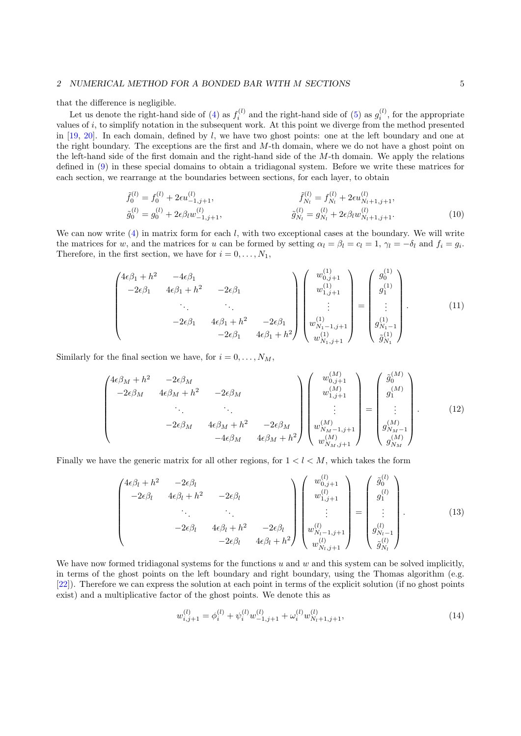that the difference is negligible.

Let us denote the right-hand side of (4) as $f_i^{(l)}$ and the right-hand side of (5) as $g_i^{(l)}$, for the appropriate values of $i$, to simplify notation in the subsequent work. At this point we diverge from the method presented in [19, 20]. In each domain, defined by $l$, we have two ghost points: one at the left boundary and one at the right boundary. The exceptions are the first and $M$-th domain, where we do not have a ghost point on the left-hand side of the first domain and the right-hand side of the $M$-th domain. We apply the relations defined in (9) in these special domains to obtain a tridiagonal system. Before we write these matrices for each section, we rearrange at the boundaries between sections, for each layer, to obtain

$$
\begin{aligned}
\tilde{f}_0^{(l)} &= f_0^{(l)} + 2\epsilon u_{-1,j+1}^{(l)}, & \tilde{f}_{N_l}^{(l)} &= f_{N_l}^{(l)} + 2\epsilon u_{N_l+1,j+1}^{(l)}, \\
\tilde{g}_0^{(l)} &= g_0^{(l)} + 2\epsilon\beta_l w_{-1,j+1}^{(l)}, & \tilde{g}_{N_l}^{(l)} &= g_{N_l}^{(l)} + 2\epsilon\beta_l w_{N_l+1,j+1}^{(l)}.
\end{aligned} \tag{10}
$$

We can now write (4) in matrix form for each $l$, with two exceptional cases at the boundary. We will write the matrices for $w$, and the matrices for $u$ can be formed by setting $\alpha_l = \beta_l = c_l = 1$, $\gamma_l = -\delta_l$ and $f_i = g_i$. Therefore, in the first section, we have for $i = 0, \dots, N_1$,

$$
\begin{pmatrix}
4\epsilon\beta_1 + h^2 & -4\epsilon\beta_1 & & & \\
-2\epsilon\beta_1 & 4\epsilon\beta_1 + h^2 & -2\epsilon\beta_1 & & \\
& \ddots & \ddots & & \\
& & -2\epsilon\beta_1 & 4\epsilon\beta_1 + h^2 & -2\epsilon\beta_1 \\
& & & -2\epsilon\beta_1 & 4\epsilon\beta_1 + h^2
\end{pmatrix}
\begin{pmatrix}
w_{0,j+1}^{(1)} \\ w_{1,j+1}^{(1)} \\ \vdots \\ w_{N_1-1,j+1}^{(1)} \\ w_{N_1,j+1}^{(1)}
\end{pmatrix}
=
\begin{pmatrix}
g_0^{(1)} \\ g_1^{(1)} \\ \vdots \\ g_{N_1-1}^{(1)} \\ \tilde{g}_{N_1}^{(1)}
\end{pmatrix}. \tag{11}
$$

Similarly for the final section we have, for $i = 0, \dots, N_M$,

$$
\begin{pmatrix}
4\epsilon\beta_M + h^2 & -2\epsilon\beta_M & & & \\
-2\epsilon\beta_M & 4\epsilon\beta_M + h^2 & -2\epsilon\beta_M & & \\
& \ddots & \ddots & & \\
& & -2\epsilon\beta_M & 4\epsilon\beta_M + h^2 & -2\epsilon\beta_M \\
& & & -4\epsilon\beta_M & 4\epsilon\beta_M + h^2
\end{pmatrix}
\begin{pmatrix}
w_{0,j+1}^{(M)} \\ w_{1,j+1}^{(M)} \\ \vdots \\ w_{N_M-1,j+1}^{(M)} \\ w_{N_M,j+1}^{(M)}
\end{pmatrix}
=
\begin{pmatrix}
\tilde{g}_0^{(M)} \\ g_1^{(M)} \\ \vdots \\ g_{N_M-1}^{(M)} \\ g_{N_M}^{(M)}
\end{pmatrix}. \tag{12}
$$

Finally we have the generic matrix for all other regions, for $1 < l < M$, which takes the form

$$
\begin{pmatrix}
4\epsilon\beta_l + h^2 & -2\epsilon\beta_l & & & \\
-2\epsilon\beta_l & 4\epsilon\beta_l + h^2 & -2\epsilon\beta_l & & \\
& \ddots & \ddots & & \\
& & -2\epsilon\beta_l & 4\epsilon\beta_l + h^2 & -2\epsilon\beta_l \\
& & & -2\epsilon\beta_l & 4\epsilon\beta_l + h^2
\end{pmatrix}
\begin{pmatrix}
w_{0,j+1}^{(l)} \\ w_{1,j+1}^{(l)} \\ \vdots \\ w_{N_l-1,j+1}^{(l)} \\ w_{N_l,j+1}^{(l)}
\end{pmatrix}
=
\begin{pmatrix}
\tilde{g}_0^{(l)} \\ g_1^{(l)} \\ \vdots \\ g_{N_l-1}^{(l)} \\ \tilde{g}_{N_l}^{(l)}
\end{pmatrix}. \tag{13}
$$

We have now formed tridiagonal systems for the functions $u$ and $w$ and this system can be solved implicitly, in terms of the ghost points on the left boundary and right boundary, using the Thomas algorithm (e.g. [22]). Therefore we can express the solution at each point in terms of the explicit solution (if no ghost points exist) and a multiplicative factor of the ghost points. We denote this as

$$
w_{i,j+1}^{(l)} = \phi_i^{(l)} + \psi_i^{(l)} w_{-1,j+1}^{(l)} + \omega_i^{(l)} w_{N_l+1,j+1}^{(l)}, \tag{14}
$$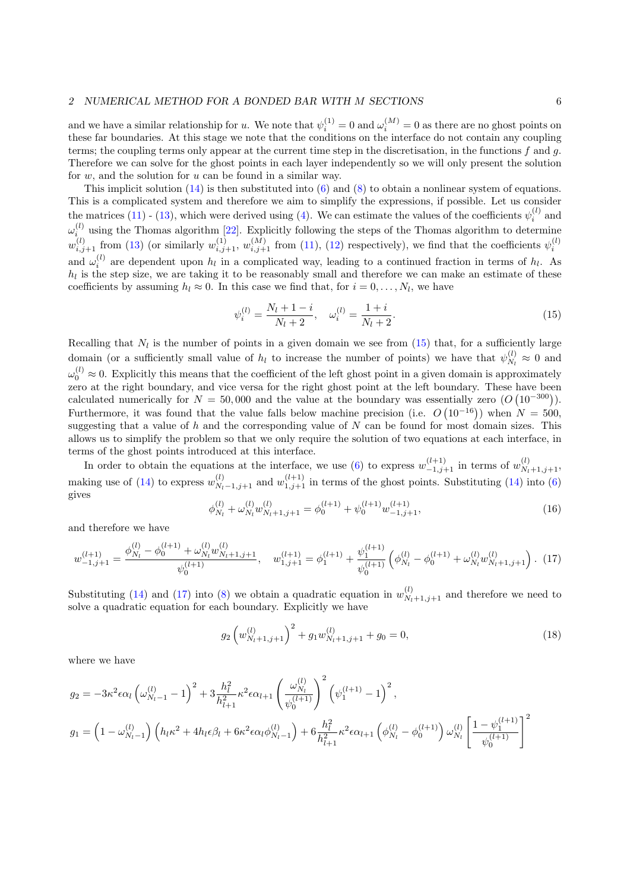and we have a similar relationship for $u$. We note that $\psi_i^{(1)} = 0$ and $\omega_i^{(M)} = 0$ as there are no ghost points on these far boundaries. At this stage we note that the conditions on the interface do not contain any coupling terms; the coupling terms only appear at the current time step in the discretisation, in the functions $f$ and $g$. Therefore we can solve for the ghost points in each layer independently so we will only present the solution for $w$, and the solution for $u$ can be found in a similar way.

This implicit solution (14) is then substituted into (6) and (8) to obtain a nonlinear system of equations. This is a complicated system and therefore we aim to simplify the expressions, if possible. Let us consider the matrices (11) - (13), which were derived using (4). We can estimate the values of the coefficients $\psi_i^{(l)}$ and $\omega_i^{(l)}$ using the Thomas algorithm [22]. Explicitly following the steps of the Thomas algorithm to determine $w_{i,j+1}^{(l)}$ from (13) (or similarly $w_{i,j+1}^{(1)}$, $w_{i,j+1}^{(M)}$ from (11), (12) respectively), we find that the coefficients $\psi_i^{(l)}$ and $\omega_i^{(l)}$ are dependent upon $h_l$ in a complicated way, leading to a continued fraction in terms of $h_l$. As $h_l$ is the step size, we are taking it to be reasonably small and therefore we can make an estimate of these coefficients by assuming $h_l \approx 0$. In this case we find that, for $i = 0, \dots, N_l$, we have

$$\psi_i^{(l)} = \frac{N_l + 1 - i}{N_l + 2}, \quad \omega_i^{(l)} = \frac{1 + i}{N_l + 2}. \tag{15}$$

Recalling that $N_l$ is the number of points in a given domain we see from (15) that, for a sufficiently large domain (or a sufficiently small value of $h_l$ to increase the number of points) we have that $\psi_{N_l}^{(l)} \approx 0$ and $\omega_0^{(l)} \approx 0$. Explicitly this means that the coefficient of the left ghost point in a given domain is approximately zero at the right boundary, and vice versa for the right ghost point at the left boundary. These have been calculated numerically for $N = 50,000$ and the value at the boundary was essentially zero ($O\left(10^{-300}\right)$). Furthermore, it was found that the value falls below machine precision (i.e. $O\left(10^{-16}\right)$) when $N = 500$, suggesting that a value of $h$ and the corresponding value of $N$ can be found for most domain sizes. This allows us to simplify the problem so that we only require the solution of two equations at each interface, in terms of the ghost points introduced at this interface.

In order to obtain the equations at the interface, we use (6) to express $w_{-1,j+1}^{(l+1)}$ in terms of $w_{N_l+1,j+1}^{(l)}$, making use of (14) to express $w_{N_l-1,j+1}^{(l)}$ and $w_{1,j+1}^{(l+1)}$ in terms of the ghost points. Substituting (14) into (6) gives

$$\phi_{N_l}^{(l)} + \omega_{N_l}^{(l)} w_{N_l+1,j+1}^{(l)} = \phi_0^{(l+1)} + \psi_0^{(l+1)} w_{-1,j+1}^{(l+1)}, \tag{16}$$

and therefore we have

$$w_{-1,j+1}^{(l+1)} = \frac{\phi_{N_l}^{(l)} - \phi_0^{(l+1)} + \omega_{N_l}^{(l)} w_{N_l+1,j+1}^{(l)}}{\psi_0^{(l+1)}}, \quad w_{1,j+1}^{(l+1)} = \phi_1^{(l+1)} + \frac{\psi_1^{(l+1)}}{\psi_0^{(l+1)}}\left(\phi_{N_l}^{(l)} - \phi_0^{(l+1)} + \omega_{N_l}^{(l)} w_{N_l+1,j+1}^{(l)}\right). \tag{17}$$

Substituting (14) and (17) into (8) we obtain a quadratic equation in $w_{N_l+1,j+1}^{(l)}$ and therefore we need to solve a quadratic equation for each boundary. Explicitly we have

$$g_2 \left(w_{N_l+1,j+1}^{(l)}\right)^2 + g_1 w_{N_l+1,j+1}^{(l)} + g_0 = 0, \tag{18}$$

where we have

$$g_2 = -3\kappa^2 \epsilon \alpha_l \left(\omega_{N_l-1}^{(l)} - 1\right)^2 + 3\frac{h_l^2}{h_{l+1}^2}\kappa^2 \epsilon \alpha_{l+1} \left(\frac{\omega_{N_l}^{(l)}}{\psi_0^{(l+1)}}\right)^2 \left(\psi_1^{(l+1)} - 1\right)^2,$$

$$g_1 = \left(1 - \omega_{N_l-1}^{(l)}\right)\left(h_l \kappa^2 + 4h_l \epsilon \beta_l + 6\kappa^2 \epsilon \alpha_l \phi_{N_l-1}^{(l)}\right) + 6\frac{h_l^2}{h_{l+1}^2}\kappa^2 \epsilon \alpha_{l+1}\left(\phi_{N_l}^{(l)} - \phi_0^{(l+1)}\right)\omega_{N_l}^{(l)}\left[\frac{1 - \psi_1^{(l+1)}}{\psi_0^{(l+1)}}\right]^2$$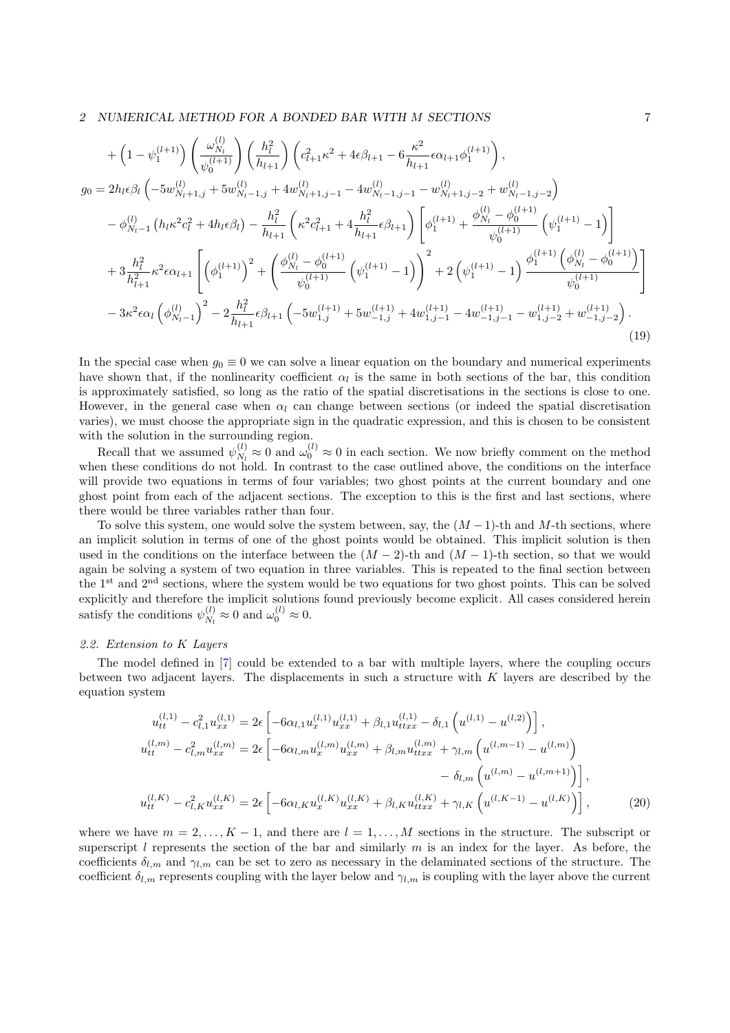$$
\begin{aligned}
&+ \left(1-\psi_1^{(l+1)}\right)\left(\frac{\omega_{N_l}^{(l)}}{\psi_0^{(l+1)}}\right)\left(\frac{h_l^2}{h_{l+1}}\right)\left(c_{l+1}^2\kappa^2+4\epsilon\beta_{l+1}-6\frac{\kappa^2}{h_{l+1}}\epsilon\alpha_{l+1}\phi_1^{(l+1)}\right),\\
g_0 &= 2h_l\epsilon\beta_l\left(-5w_{N_l+1,j}^{(l)}+5w_{N_l-1,j}^{(l)}+4w_{N_l+1,j-1}^{(l)}-4w_{N_l-1,j-1}^{(l)}-w_{N_l+1,j-2}^{(l)}+w_{N_l-1,j-2}^{(l)}\right)\\
&- \phi_{N_l-1}^{(l)}\left(h_l\kappa^2c_l^2+4h_l\epsilon\beta_l\right)-\frac{h_l^2}{h_{l+1}}\left(\kappa^2c_{l+1}^2+4\frac{h_l^2}{h_{l+1}}\epsilon\beta_{l+1}\right)\left[\phi_1^{(l+1)}+\frac{\phi_{N_l}^{(l)}-\phi_0^{(l+1)}}{\psi_0^{(l+1)}}\left(\psi_1^{(l+1)}-1\right)\right]\\
&+ 3\frac{h_l^2}{h_{l+1}^2}\kappa^2\epsilon\alpha_{l+1}\left[\left(\phi_1^{(l+1)}\right)^2+\left(\frac{\phi_{N_l}^{(l)}-\phi_0^{(l+1)}}{\psi_0^{(l+1)}}\left(\psi_1^{(l+1)}-1\right)\right)^2+2\left(\psi_1^{(l+1)}-1\right)\frac{\phi_1^{(l+1)}\left(\phi_{N_l}^{(l)}-\phi_0^{(l+1)}\right)}{\psi_0^{(l+1)}}\right]\\
&- 3\kappa^2\epsilon\alpha_l\left(\phi_{N_l-1}^{(l)}\right)^2-2\frac{h_l^2}{h_{l+1}}\epsilon\beta_{l+1}\left(-5w_{1,j}^{(l+1)}+5w_{-1,j}^{(l+1)}+4w_{1,j-1}^{(l+1)}-4w_{-1,j-1}^{(l+1)}-w_{1,j-2}^{(l+1)}+w_{-1,j-2}^{(l+1)}\right).
\end{aligned}
\tag{19}
$$

In the special case when $g_0 \equiv 0$ we can solve a linear equation on the boundary and numerical experiments have shown that, if the nonlinearity coefficient $\alpha_l$ is the same in both sections of the bar, this condition is approximately satisfied, so long as the ratio of the spatial discretisations in the sections is close to one. However, in the general case when $\alpha_l$ can change between sections (or indeed the spatial discretisation varies), we must choose the appropriate sign in the quadratic expression, and this is chosen to be consistent with the solution in the surrounding region.

Recall that we assumed $\psi_{N_l}^{(l)} \approx 0$ and $\omega_0^{(l)} \approx 0$ in each section. We now briefly comment on the method when these conditions do not hold. In contrast to the case outlined above, the conditions on the interface will provide two equations in terms of four variables; two ghost points at the current boundary and one ghost point from each of the adjacent sections. The exception to this is the first and last sections, where there would be three variables rather than four.

To solve this system, one would solve the system between, say, the $(M-1)$-th and $M$-th sections, where an implicit solution in terms of one of the ghost points would be obtained. This implicit solution is then used in the conditions on the interface between the $(M-2)$-th and $(M-1)$-th section, so that we would again be solving a system of two equation in three variables. This is repeated to the final section between the 1st and 2nd sections, where the system would be two equations for two ghost points. This can be solved explicitly and therefore the implicit solutions found previously become explicit. All cases considered herein satisfy the conditions $\psi_{N_l}^{(l)} \approx 0$ and $\omega_0^{(l)} \approx 0$.

### 2.2. Extension to K Layers

The model defined in [7] could be extended to a bar with multiple layers, where the coupling occurs between two adjacent layers. The displacements in such a structure with $K$ layers are described by the equation system

$$
\begin{aligned}
u_{tt}^{(l,1)}-c_{l,1}^2u_{xx}^{(l,1)} &= 2\epsilon\left[-6\alpha_{l,1}u_x^{(l,1)}u_{xx}^{(l,1)}+\beta_{l,1}u_{ttxx}^{(l,1)}-\delta_{l,1}\left(u^{(l,1)}-u^{(l,2)}\right)\right],\\
u_{tt}^{(l,m)}-c_{l,m}^2u_{xx}^{(l,m)} &= 2\epsilon\Big[-6\alpha_{l,m}u_x^{(l,m)}u_{xx}^{(l,m)}+\beta_{l,m}u_{ttxx}^{(l,m)}+\gamma_{l,m}\left(u^{(l,m-1)}-u^{(l,m)}\right)\\
&\qquad -\delta_{l,m}\left(u^{(l,m)}-u^{(l,m+1)}\right)\Big],\\
u_{tt}^{(l,K)}-c_{l,K}^2u_{xx}^{(l,K)} &= 2\epsilon\left[-6\alpha_{l,K}u_x^{(l,K)}u_{xx}^{(l,K)}+\beta_{l,K}u_{ttxx}^{(l,K)}+\gamma_{l,K}\left(u^{(l,K-1)}-u^{(l,K)}\right)\right],
\end{aligned}
\tag{20}
$$

where we have $m = 2, \ldots, K-1$, and there are $l = 1, \ldots, M$ sections in the structure. The subscript or superscript $l$ represents the section of the bar and similarly $m$ is an index for the layer. As before, the coefficients $\delta_{l,m}$ and $\gamma_{l,m}$ can be set to zero as necessary in the delaminated sections of the structure. The coefficient $\delta_{l,m}$ represents coupling with the layer below and $\gamma_{l,m}$ is coupling with the layer above the current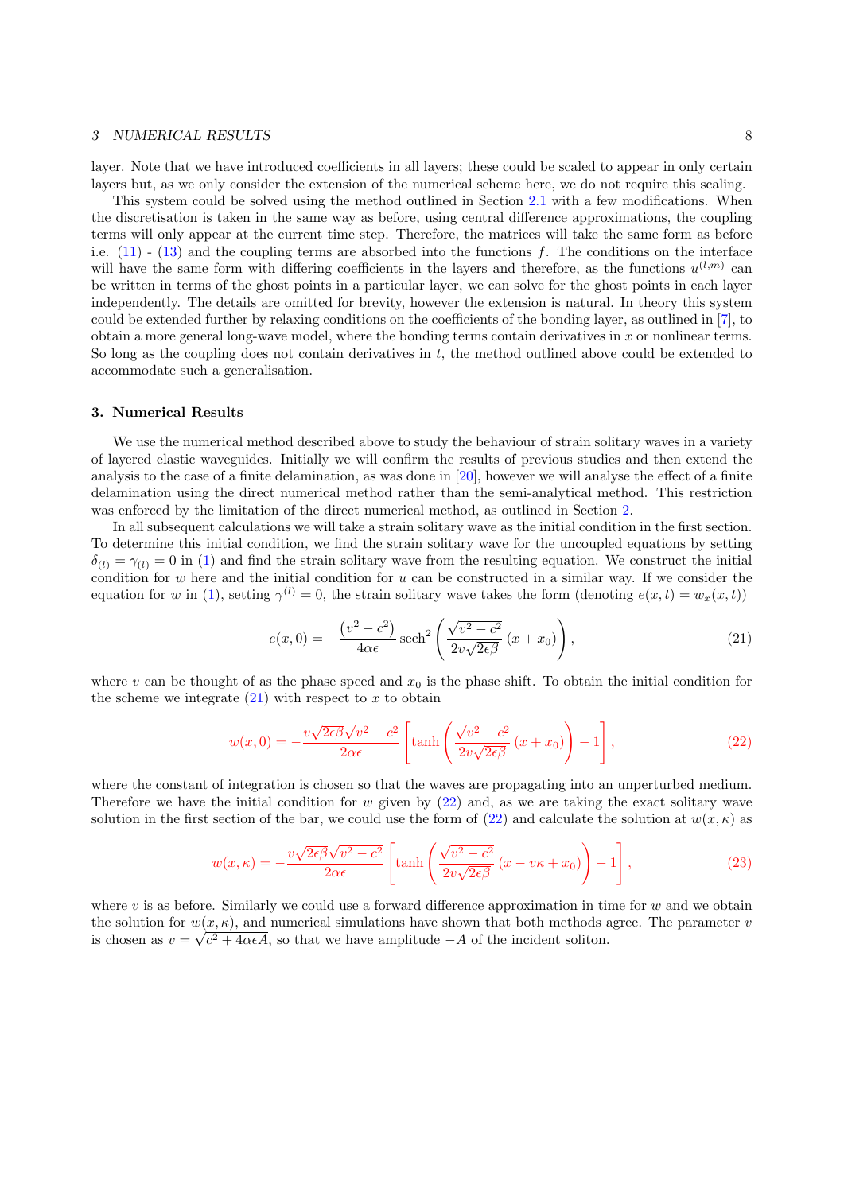layer. Note that we have introduced coefficients in all layers; these could be scaled to appear in only certain layers but, as we only consider the extension of the numerical scheme here, we do not require this scaling.

This system could be solved using the method outlined in Section 2.1 with a few modifications. When the discretisation is taken in the same way as before, using central difference approximations, the coupling terms will only appear at the current time step. Therefore, the matrices will take the same form as before i.e. (11) - (13) and the coupling terms are absorbed into the functions $f$. The conditions on the interface will have the same form with differing coefficients in the layers and therefore, as the functions $u^{(l,m)}$ can be written in terms of the ghost points in a particular layer, we can solve for the ghost points in each layer independently. The details are omitted for brevity, however the extension is natural. In theory this system could be extended further by relaxing conditions on the coefficients of the bonding layer, as outlined in [7], to obtain a more general long-wave model, where the bonding terms contain derivatives in $x$ or nonlinear terms. So long as the coupling does not contain derivatives in $t$, the method outlined above could be extended to accommodate such a generalisation.

## 3. Numerical Results

We use the numerical method described above to study the behaviour of strain solitary waves in a variety of layered elastic waveguides. Initially we will confirm the results of previous studies and then extend the analysis to the case of a finite delamination, as was done in [20], however we will analyse the effect of a finite delamination using the direct numerical method rather than the semi-analytical method. This restriction was enforced by the limitation of the direct numerical method, as outlined in Section 2.

In all subsequent calculations we will take a strain solitary wave as the initial condition in the first section. To determine this initial condition, we find the strain solitary wave for the uncoupled equations by setting $\delta_{(l)} = \gamma_{(l)} = 0$ in (1) and find the strain solitary wave from the resulting equation. We construct the initial condition for $w$ here and the initial condition for $u$ can be constructed in a similar way. If we consider the equation for $w$ in (1), setting $\gamma^{(l)} = 0$, the strain solitary wave takes the form (denoting $e(x,t) = w_x(x,t)$)

$$e(x,0) = -\frac{(v^2 - c^2)}{4\alpha\epsilon} \operatorname{sech}^2\left(\frac{\sqrt{v^2 - c^2}}{2v\sqrt{2\epsilon\beta}}(x + x_0)\right), \tag{21}$$

where $v$ can be thought of as the phase speed and $x_0$ is the phase shift. To obtain the initial condition for the scheme we integrate (21) with respect to $x$ to obtain

$$w(x,0) = -\frac{v\sqrt{2\epsilon\beta}\sqrt{v^2 - c^2}}{2\alpha\epsilon}\left[\tanh\left(\frac{\sqrt{v^2 - c^2}}{2v\sqrt{2\epsilon\beta}}(x + x_0)\right) - 1\right], \tag{22}$$

where the constant of integration is chosen so that the waves are propagating into an unperturbed medium. Therefore we have the initial condition for $w$ given by (22) and, as we are taking the exact solitary wave solution in the first section of the bar, we could use the form of (22) and calculate the solution at $w(x,\kappa)$ as

$$w(x,\kappa) = -\frac{v\sqrt{2\epsilon\beta}\sqrt{v^2 - c^2}}{2\alpha\epsilon}\left[\tanh\left(\frac{\sqrt{v^2 - c^2}}{2v\sqrt{2\epsilon\beta}}(x - v\kappa + x_0)\right) - 1\right], \tag{23}$$

where $v$ is as before. Similarly we could use a forward difference approximation in time for $w$ and we obtain the solution for $w(x,\kappa)$, and numerical simulations have shown that both methods agree. The parameter $v$ is chosen as $v = \sqrt{c^2 + 4\alpha\epsilon A}$, so that we have amplitude $-A$ of the incident soliton.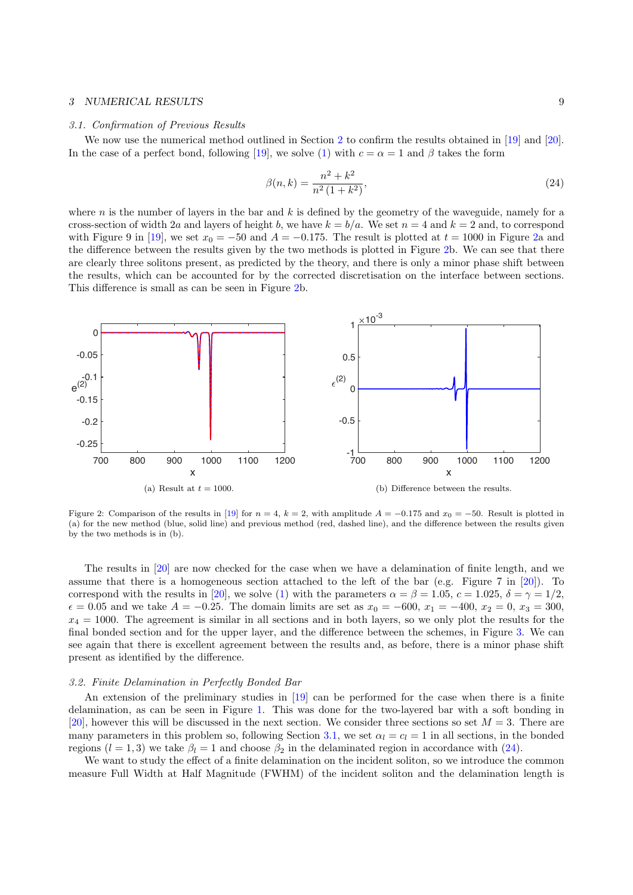### 3.1. Confirmation of Previous Results

We now use the numerical method outlined in Section 2 to confirm the results obtained in [19] and [20]. In the case of a perfect bond, following [19], we solve (1) with $c = \alpha = 1$ and $\beta$ takes the form

$$\beta(n,k) = \frac{n^2 + k^2}{n^2\,(1+k^2)}, \tag{24}$$

where $n$ is the number of layers in the bar and $k$ is defined by the geometry of the waveguide, namely for a cross-section of width $2a$ and layers of height $b$, we have $k = b/a$. We set $n = 4$ and $k = 2$ and, to correspond with Figure 9 in [19], we set $x_0 = -50$ and $A = -0.175$. The result is plotted at $t = 1000$ in Figure 2a and the difference between the results given by the two methods is plotted in Figure 2b. We can see that there are clearly three solitons present, as predicted by the theory, and there is only a minor phase shift between the results, which can be accounted for by the corrected discretisation on the interface between sections. This difference is small as can be seen in Figure 2b.

(a) Result at $t = 1000$.

(b) Difference between the results.

Figure 2: Comparison of the results in [19] for $n = 4$, $k = 2$, with amplitude $A = -0.175$ and $x_0 = -50$. Result is plotted in (a) for the new method (blue, solid line) and previous method (red, dashed line), and the difference between the results given by the two methods is in (b).

The results in [20] are now checked for the case when we have a delamination of finite length, and we assume that there is a homogeneous section attached to the left of the bar (e.g. Figure 7 in [20]). To correspond with the results in [20], we solve (1) with the parameters $\alpha = \beta = 1.05$, $c = 1.025$, $\delta = \gamma = 1/2$, $\epsilon = 0.05$ and we take $A = -0.25$. The domain limits are set as $x_0 = -600$, $x_1 = -400$, $x_2 = 0$, $x_3 = 300$, $x_4 = 1000$. The agreement is similar in all sections and in both layers, so we only plot the results for the final bonded section and for the upper layer, and the difference between the schemes, in Figure 3. We can see again that there is excellent agreement between the results and, as before, there is a minor phase shift present as identified by the difference.

### 3.2. Finite Delamination in Perfectly Bonded Bar

An extension of the preliminary studies in [19] can be performed for the case when there is a finite delamination, as can be seen in Figure 1. This was done for the two-layered bar with a soft bonding in [20], however this will be discussed in the next section. We consider three sections so set $M = 3$. There are many parameters in this problem so, following Section 3.1, we set $\alpha_l = c_l = 1$ in all sections, in the bonded regions ($l = 1, 3$) we take $\beta_l = 1$ and choose $\beta_2$ in the delaminated region in accordance with (24).

We want to study the effect of a finite delamination on the incident soliton, so we introduce the common measure Full Width at Half Magnitude (FWHM) of the incident soliton and the delamination length is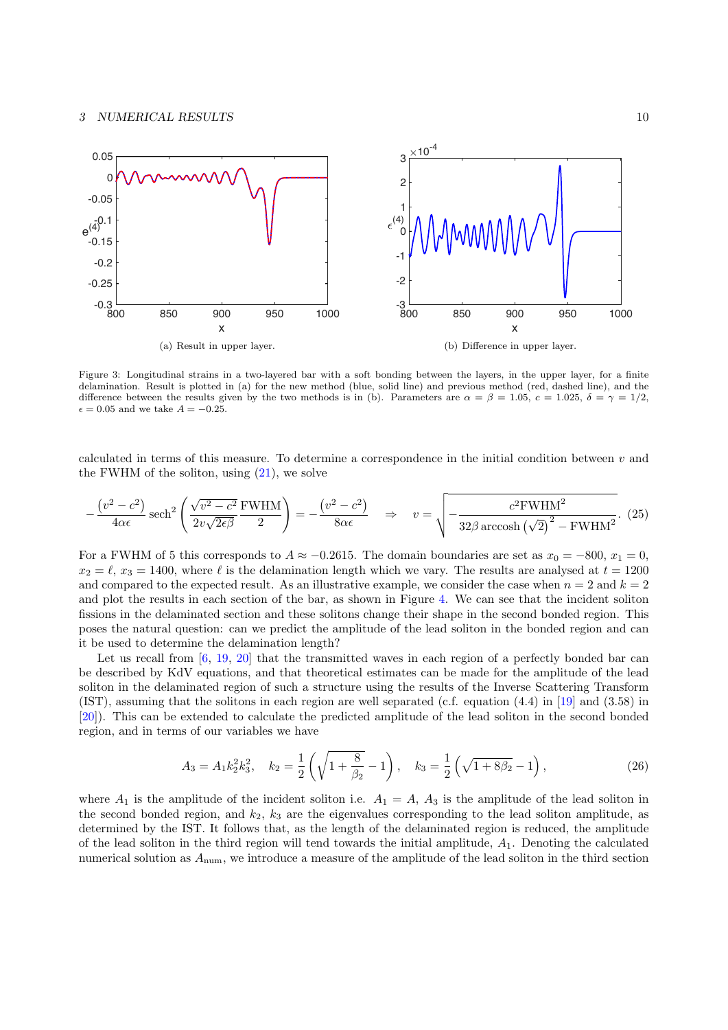(a) Result in upper layer.

(b) Difference in upper layer.

Figure 3: Longitudinal strains in a two-layered bar with a soft bonding between the layers, in the upper layer, for a finite delamination. Result is plotted in (a) for the new method (blue, solid line) and previous method (red, dashed line), and the difference between the results given by the two methods is in (b). Parameters are $\alpha = \beta = 1.05$, $c = 1.025$, $\delta = \gamma = 1/2$, $\epsilon = 0.05$ and we take $A = -0.25$.

calculated in terms of this measure. To determine a correspondence in the initial condition between $v$ and the FWHM of the soliton, using (21), we solve

$$
-\frac{(v^2 - c^2)}{4\alpha\epsilon} \operatorname{sech}^2\left(\frac{\sqrt{v^2 - c^2}}{2v\sqrt{2\epsilon\beta}} \frac{\text{FWHM}}{2}\right) = -\frac{(v^2 - c^2)}{8\alpha\epsilon} \quad \Rightarrow \quad v = \sqrt{-\frac{c^2 \text{FWHM}^2}{32\beta \operatorname{arccosh}\left(\sqrt{2}\right)^2 - \text{FWHM}^2}}. \quad (25)
$$

For a FWHM of 5 this corresponds to $A \approx -0.2615$. The domain boundaries are set as $x_0 = -800$, $x_1 = 0$, $x_2 = \ell$, $x_3 = 1400$, where $\ell$ is the delamination length which we vary. The results are analysed at $t = 1200$ and compared to the expected result. As an illustrative example, we consider the case when $n = 2$ and $k = 2$ and plot the results in each section of the bar, as shown in Figure 4. We can see that the incident soliton fissions in the delaminated section and these solitons change their shape in the second bonded region. This poses the natural question: can we predict the amplitude of the lead soliton in the bonded region and can it be used to determine the delamination length?

Let us recall from [6, 19, 20] that the transmitted waves in each region of a perfectly bonded bar can be described by KdV equations, and that theoretical estimates can be made for the amplitude of the lead soliton in the delaminated region of such a structure using the results of the Inverse Scattering Transform (IST), assuming that the solitons in each region are well separated (c.f. equation (4.4) in [19] and (3.58) in [20]). This can be extended to calculate the predicted amplitude of the lead soliton in the second bonded region, and in terms of our variables we have

$$
A_3 = A_1 k_2^2 k_3^2, \quad k_2 = \frac{1}{2}\left(\sqrt{1 + \frac{8}{\beta_2}} - 1\right), \quad k_3 = \frac{1}{2}\left(\sqrt{1 + 8\beta_2} - 1\right), \quad (26)
$$

where $A_1$ is the amplitude of the incident soliton i.e. $A_1 = A$, $A_3$ is the amplitude of the lead soliton in the second bonded region, and $k_2$, $k_3$ are the eigenvalues corresponding to the lead soliton amplitude, as determined by the IST. It follows that, as the length of the delaminated region is reduced, the amplitude of the lead soliton in the third region will tend towards the initial amplitude, $A_1$. Denoting the calculated numerical solution as $A_{\text{num}}$, we introduce a measure of the amplitude of the lead soliton in the third section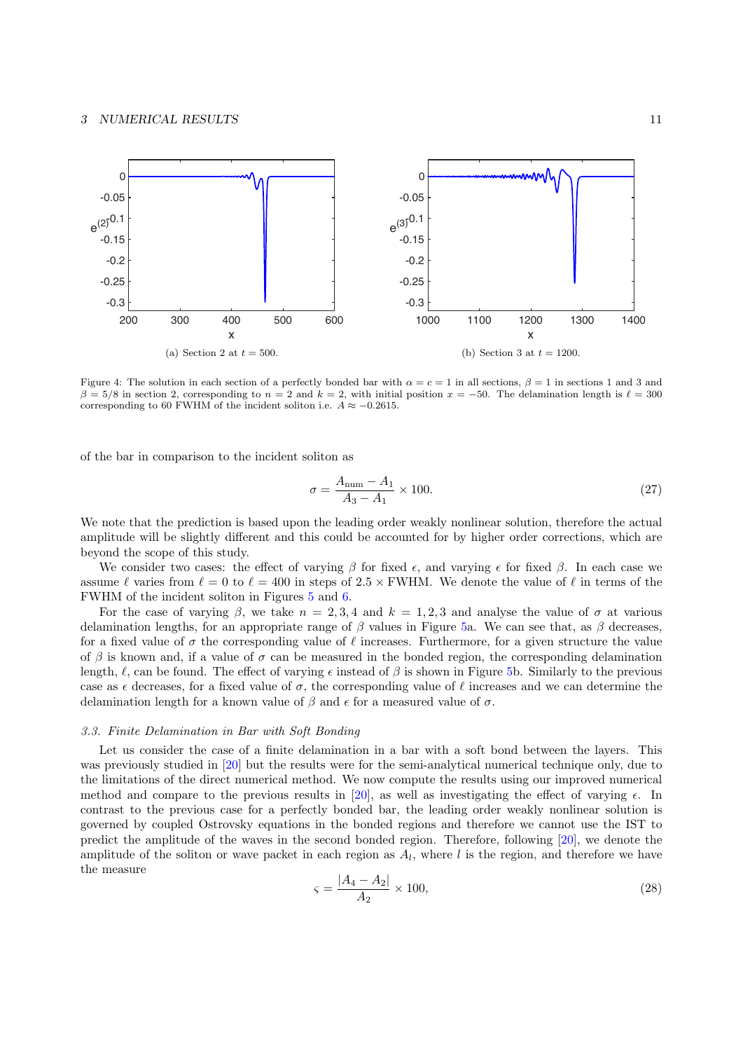(a) Section 2 at $t = 500$.

(b) Section 3 at $t = 1200$.

Figure 4: The solution in each section of a perfectly bonded bar with $\alpha = c = 1$ in all sections, $\beta = 1$ in sections 1 and 3 and $\beta = 5/8$ in section 2, corresponding to $n = 2$ and $k = 2$, with initial position $x = -50$. The delamination length is $\ell = 300$ corresponding to 60 FWHM of the incident soliton i.e. $A \approx -0.2615$.

of the bar in comparison to the incident soliton as

$$\sigma = \frac{A_{\text{num}} - A_1}{A_3 - A_1} \times 100. \tag{27}$$

We note that the prediction is based upon the leading order weakly nonlinear solution, therefore the actual amplitude will be slightly different and this could be accounted for by higher order corrections, which are beyond the scope of this study.

We consider two cases: the effect of varying $\beta$ for fixed $\epsilon$, and varying $\epsilon$ for fixed $\beta$. In each case we assume $\ell$ varies from $\ell = 0$ to $\ell = 400$ in steps of $2.5 \times$ FWHM. We denote the value of $\ell$ in terms of the FWHM of the incident soliton in Figures 5 and 6.

For the case of varying $\beta$, we take $n = 2, 3, 4$ and $k = 1, 2, 3$ and analyse the value of $\sigma$ at various delamination lengths, for an appropriate range of $\beta$ values in Figure 5a. We can see that, as $\beta$ decreases, for a fixed value of $\sigma$ the corresponding value of $\ell$ increases. Furthermore, for a given structure the value of $\beta$ is known and, if a value of $\sigma$ can be measured in the bonded region, the corresponding delamination length, $\ell$, can be found. The effect of varying $\epsilon$ instead of $\beta$ is shown in Figure 5b. Similarly to the previous case as $\epsilon$ decreases, for a fixed value of $\sigma$, the corresponding value of $\ell$ increases and we can determine the delamination length for a known value of $\beta$ and $\epsilon$ for a measured value of $\sigma$.

### 3.3. Finite Delamination in Bar with Soft Bonding

Let us consider the case of a finite delamination in a bar with a soft bond between the layers. This was previously studied in [20] but the results were for the semi-analytical numerical technique only, due to the limitations of the direct numerical method. We now compute the results using our improved numerical method and compare to the previous results in [20], as well as investigating the effect of varying $\epsilon$. In contrast to the previous case for a perfectly bonded bar, the leading order weakly nonlinear solution is governed by coupled Ostrovsky equations in the bonded regions and therefore we cannot use the IST to predict the amplitude of the waves in the second bonded region. Therefore, following [20], we denote the amplitude of the soliton or wave packet in each region as $A_l$, where $l$ is the region, and therefore we have the measure

$$\varsigma = \frac{|A_4 - A_2|}{A_2} \times 100, \tag{28}$$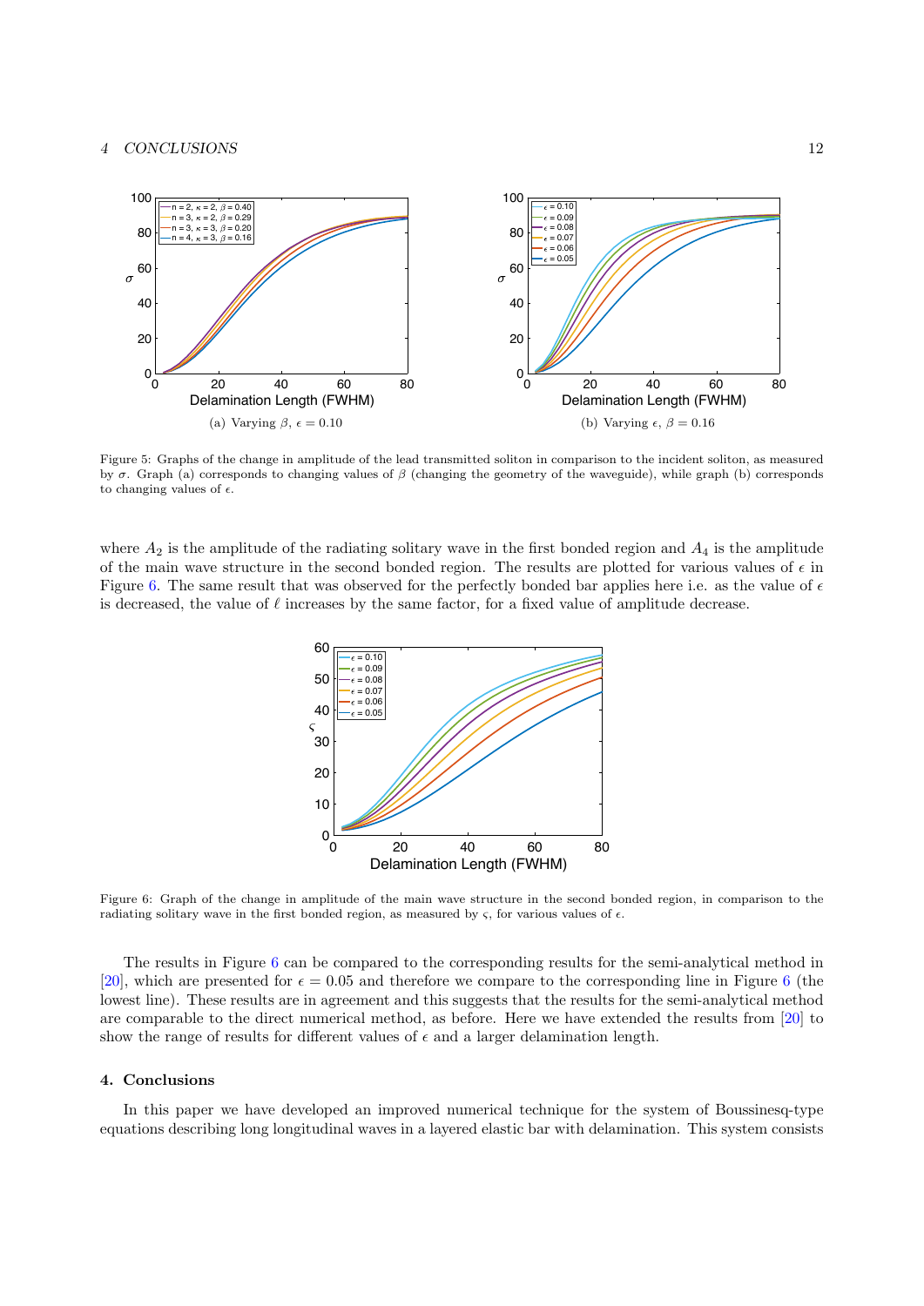(a) Varying $\beta$, $\epsilon = 0.10$

(b) Varying $\epsilon$, $\beta = 0.16$

Figure 5: Graphs of the change in amplitude of the lead transmitted soliton in comparison to the incident soliton, as measured by $\sigma$. Graph (a) corresponds to changing values of $\beta$ (changing the geometry of the waveguide), while graph (b) corresponds to changing values of $\epsilon$.

where $A_2$ is the amplitude of the radiating solitary wave in the first bonded region and $A_4$ is the amplitude of the main wave structure in the second bonded region. The results are plotted for various values of $\epsilon$ in Figure 6. The same result that was observed for the perfectly bonded bar applies here i.e. as the value of $\epsilon$ is decreased, the value of $\ell$ increases by the same factor, for a fixed value of amplitude decrease.

Figure 6: Graph of the change in amplitude of the main wave structure in the second bonded region, in comparison to the radiating solitary wave in the first bonded region, as measured by $\varsigma$, for various values of $\epsilon$.

The results in Figure 6 can be compared to the corresponding results for the semi-analytical method in [20], which are presented for $\epsilon = 0.05$ and therefore we compare to the corresponding line in Figure 6 (the lowest line). These results are in agreement and this suggests that the results for the semi-analytical method are comparable to the direct numerical method, as before. Here we have extended the results from [20] to show the range of results for different values of $\epsilon$ and a larger delamination length.

## 4. Conclusions

In this paper we have developed an improved numerical technique for the system of Boussinesq-type equations describing long longitudinal waves in a layered elastic bar with delamination. This system consists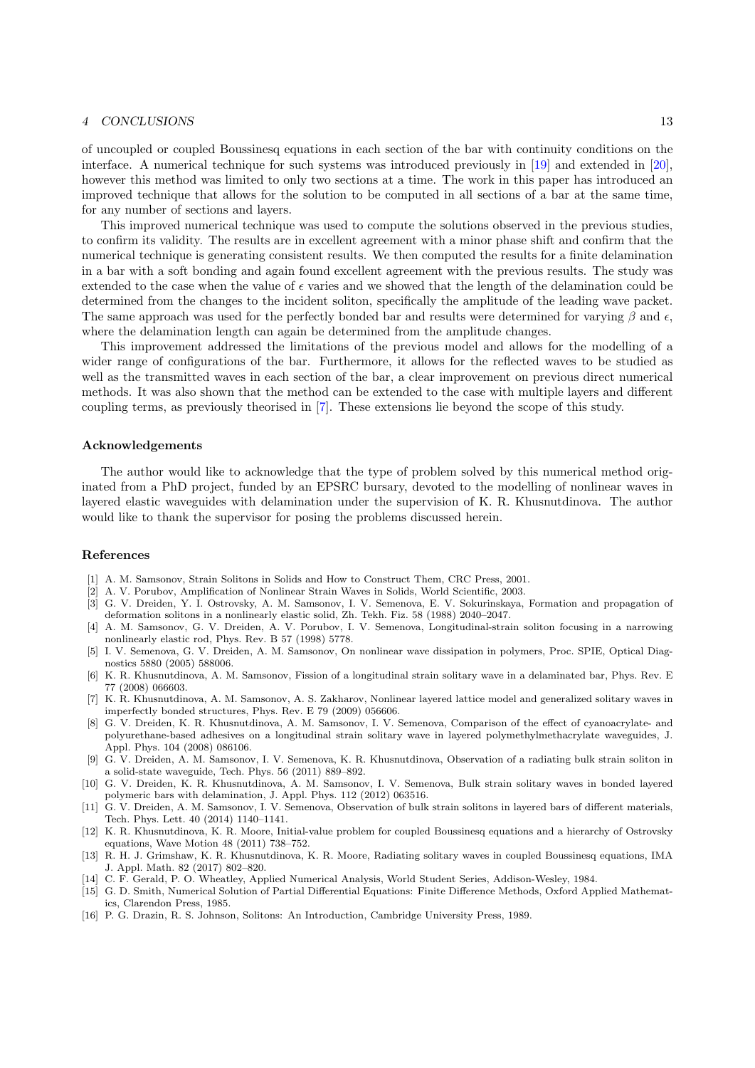of uncoupled or coupled Boussinesq equations in each section of the bar with continuity conditions on the interface. A numerical technique for such systems was introduced previously in [19] and extended in [20], however this method was limited to only two sections at a time. The work in this paper has introduced an improved technique that allows for the solution to be computed in all sections of a bar at the same time, for any number of sections and layers.

This improved numerical technique was used to compute the solutions observed in the previous studies, to confirm its validity. The results are in excellent agreement with a minor phase shift and confirm that the numerical technique is generating consistent results. We then computed the results for a finite delamination in a bar with a soft bonding and again found excellent agreement with the previous results. The study was extended to the case when the value of $\epsilon$ varies and we showed that the length of the delamination could be determined from the changes to the incident soliton, specifically the amplitude of the leading wave packet. The same approach was used for the perfectly bonded bar and results were determined for varying $\beta$ and $\epsilon$, where the delamination length can again be determined from the amplitude changes.

This improvement addressed the limitations of the previous model and allows for the modelling of a wider range of configurations of the bar. Furthermore, it allows for the reflected waves to be studied as well as the transmitted waves in each section of the bar, a clear improvement on previous direct numerical methods. It was also shown that the method can be extended to the case with multiple layers and different coupling terms, as previously theorised in [7]. These extensions lie beyond the scope of this study.

### Acknowledgements

The author would like to acknowledge that the type of problem solved by this numerical method originated from a PhD project, funded by an EPSRC bursary, devoted to the modelling of nonlinear waves in layered elastic waveguides with delamination under the supervision of K. R. Khusnutdinova. The author would like to thank the supervisor for posing the problems discussed herein.

## References

[1] A. M. Samsonov, Strain Solitons in Solids and How to Construct Them, CRC Press, 2001.

[2] A. V. Porubov, Amplification of Nonlinear Strain Waves in Solids, World Scientific, 2003.

[3] G. V. Dreiden, Y. I. Ostrovsky, A. M. Samsonov, I. V. Semenova, E. V. Sokurinskaya, Formation and propagation of deformation solitons in a nonlinearly elastic solid, Zh. Tekh. Fiz. 58 (1988) 2040–2047.

[4] A. M. Samsonov, G. V. Dreiden, A. V. Porubov, I. V. Semenova, Longitudinal-strain soliton focusing in a narrowing nonlinearly elastic rod, Phys. Rev. B 57 (1998) 5778.

[5] I. V. Semenova, G. V. Dreiden, A. M. Samsonov, On nonlinear wave dissipation in polymers, Proc. SPIE, Optical Diagnostics 5880 (2005) 588006.

[6] K. R. Khusnutdinova, A. M. Samsonov, Fission of a longitudinal strain solitary wave in a delaminated bar, Phys. Rev. E 77 (2008) 066603.

[7] K. R. Khusnutdinova, A. M. Samsonov, A. S. Zakharov, Nonlinear layered lattice model and generalized solitary waves in imperfectly bonded structures, Phys. Rev. E 79 (2009) 056606.

[8] G. V. Dreiden, K. R. Khusnutdinova, A. M. Samsonov, I. V. Semenova, Comparison of the effect of cyanoacrylate- and polyurethane-based adhesives on a longitudinal strain solitary wave in layered polymethylmethacrylate waveguides, J. Appl. Phys. 104 (2008) 086106.

[9] G. V. Dreiden, A. M. Samsonov, I. V. Semenova, K. R. Khusnutdinova, Observation of a radiating bulk strain soliton in a solid-state waveguide, Tech. Phys. 56 (2011) 889–892.

[10] G. V. Dreiden, K. R. Khusnutdinova, A. M. Samsonov, I. V. Semenova, Bulk strain solitary waves in bonded layered polymeric bars with delamination, J. Appl. Phys. 112 (2012) 063516.

[11] G. V. Dreiden, A. M. Samsonov, I. V. Semenova, Observation of bulk strain solitons in layered bars of different materials, Tech. Phys. Lett. 40 (2014) 1140–1141.

[12] K. R. Khusnutdinova, K. R. Moore, Initial-value problem for coupled Boussinesq equations and a hierarchy of Ostrovsky equations, Wave Motion 48 (2011) 738–752.

[13] R. H. J. Grimshaw, K. R. Khusnutdinova, K. R. Moore, Radiating solitary waves in coupled Boussinesq equations, IMA J. Appl. Math. 82 (2017) 802–820.

[14] C. F. Gerald, P. O. Wheatley, Applied Numerical Analysis, World Student Series, Addison-Wesley, 1984.

[15] G. D. Smith, Numerical Solution of Partial Differential Equations: Finite Difference Methods, Oxford Applied Mathematics, Clarendon Press, 1985.

[16] P. G. Drazin, R. S. Johnson, Solitons: An Introduction, Cambridge University Press, 1989.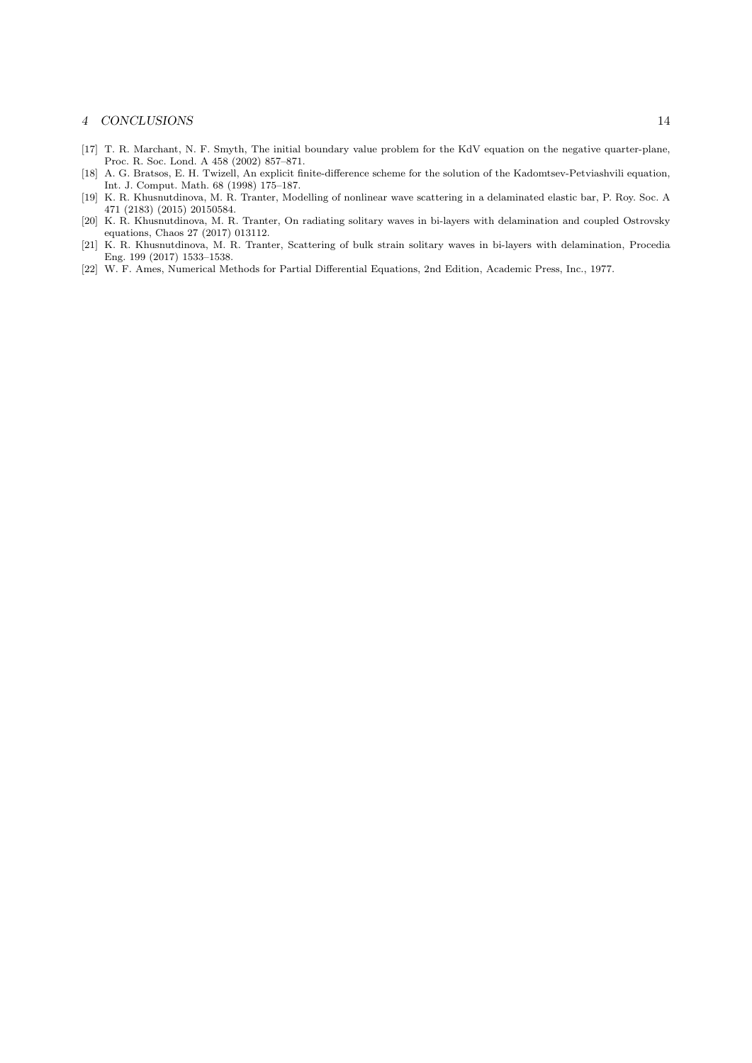[17] T. R. Marchant, N. F. Smyth, The initial boundary value problem for the KdV equation on the negative quarter-plane, Proc. R. Soc. Lond. A 458 (2002) 857–871.

[18] A. G. Bratsos, E. H. Twizell, An explicit finite-difference scheme for the solution of the Kadomtsev-Petviashvili equation, Int. J. Comput. Math. 68 (1998) 175–187.

[19] K. R. Khusnutdinova, M. R. Tranter, Modelling of nonlinear wave scattering in a delaminated elastic bar, P. Roy. Soc. A 471 (2183) (2015) 20150584.

[20] K. R. Khusnutdinova, M. R. Tranter, On radiating solitary waves in bi-layers with delamination and coupled Ostrovsky equations, Chaos 27 (2017) 013112.

[21] K. R. Khusnutdinova, M. R. Tranter, Scattering of bulk strain solitary waves in bi-layers with delamination, Procedia Eng. 199 (2017) 1533–1538.

[22] W. F. Ames, Numerical Methods for Partial Differential Equations, 2nd Edition, Academic Press, Inc., 1977.